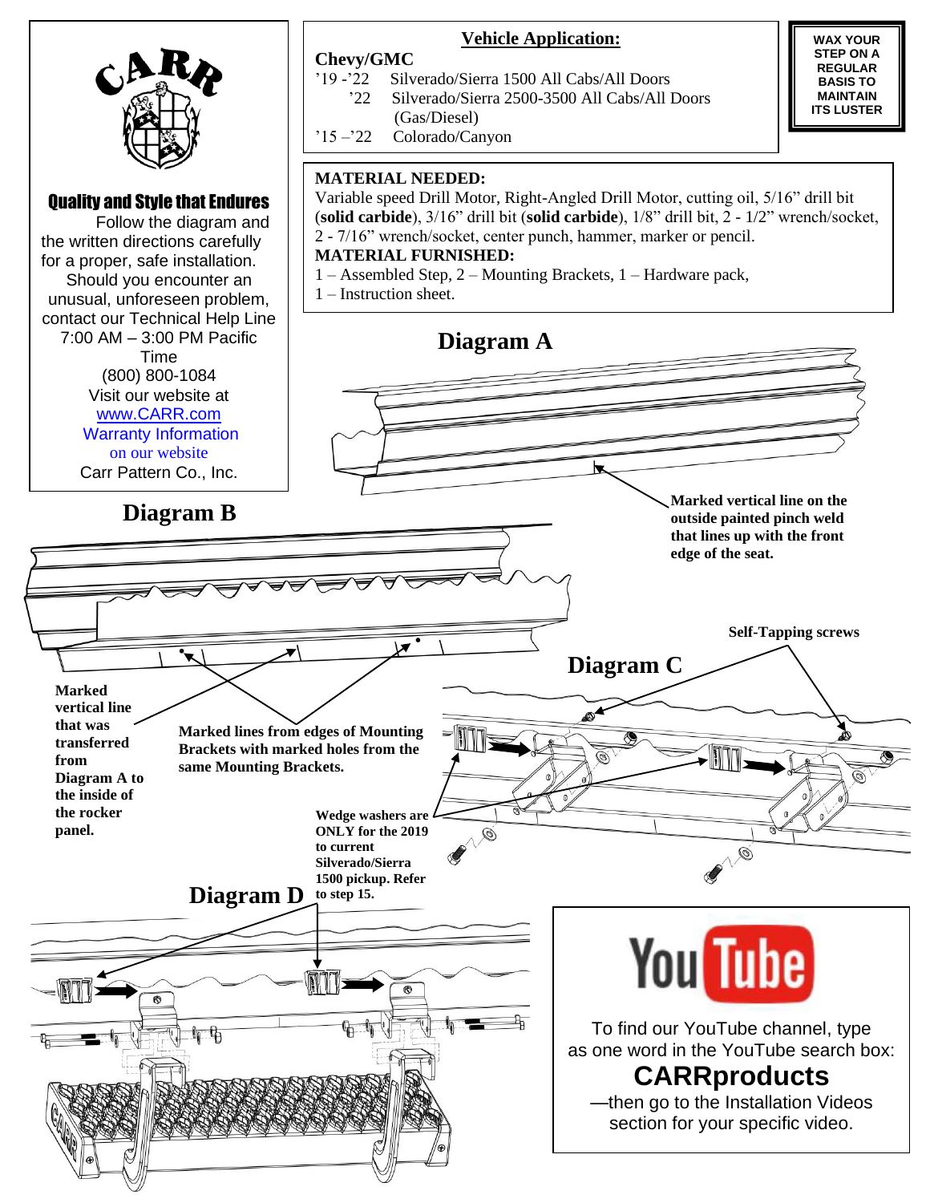CARR

**Quality and Style that Endures**

Follow the diagram and the written directions carefully for a proper, safe installation.

Should you encounter an unusual, unforeseen problem, contact our Technical Help Line 7:00 AM – 3:00 PM Pacific Time (800) 800-1084

Visit our website at www.CARR.com

Warranty Information on our website

Carr Pattern Co., Inc.

## Vehicle Application:

**Chevy/GMC**

- '19 -'22 Silverado/Sierra 1500 All Cabs/All Doors
- '22 Silverado/Sierra 2500-3500 All Cabs/All Doors (Gas/Diesel)
- '15 –'22 Colorado/Canyon

**WAX YOUR STEP ON A REGULAR BASIS TO MAINTAIN ITS LUSTER**

**MATERIAL NEEDED:**

Variable speed Drill Motor, Right-Angled Drill Motor, cutting oil, 5/16" drill bit (**solid carbide**), 3/16" drill bit (**solid carbide**), 1/8" drill bit, 2 - 1/2" wrench/socket, 2 - 7/16" wrench/socket, center punch, hammer, marker or pencil.

**MATERIAL FURNISHED:**

1 – Assembled Step, 2 – Mounting Brackets, 1 – Hardware pack, 1 – Instruction sheet.

## Diagram A

**Marked vertical line on the outside painted pinch weld that lines up with the front edge of the seat.**

## Diagram B

**Marked vertical line that was transferred from Diagram A to the inside of the rocker panel.**

**Marked lines from edges of Mounting Brackets with marked holes from the same Mounting Brackets.**

## Diagram C

**Self-Tapping screws**

**Wedge washers are ONLY for the 2019 to current Silverado/Sierra 1500 pickup. Refer to step 15.**

## Diagram D

YouTube

To find our YouTube channel, type as one word in the YouTube search box:

**CARRproducts**

—then go to the Installation Videos section for your specific video.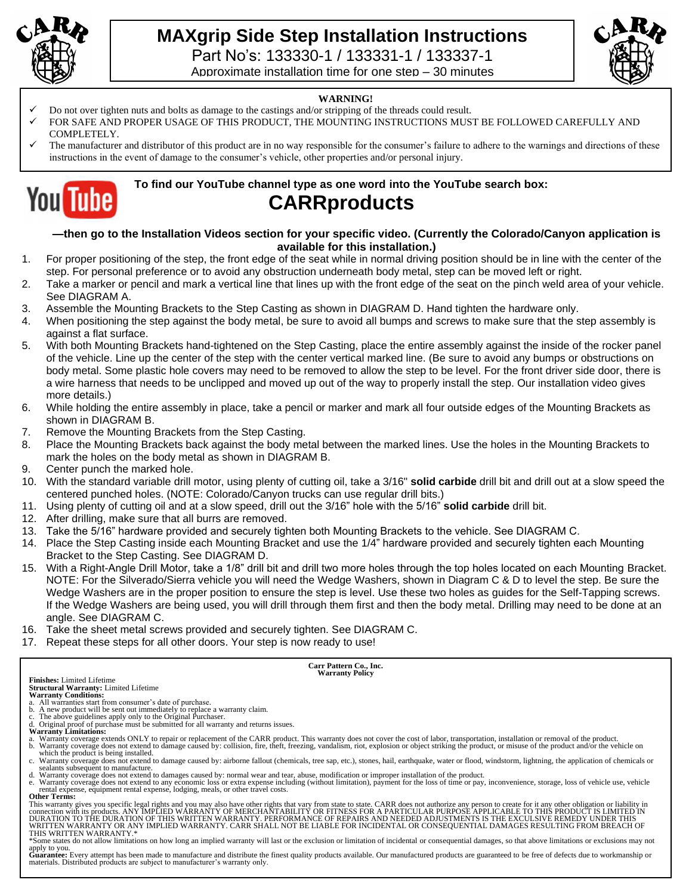# MAXgrip Side Step Installation Instructions

Part No's: 133330-1 / 133331-1 / 133337-1

Approximate installation time for one step – 30 minutes

**WARNING!**

- ✓ Do not over tighten nuts and bolts as damage to the castings and/or stripping of the threads could result.
- ✓ FOR SAFE AND PROPER USAGE OF THIS PRODUCT, THE MOUNTING INSTRUCTIONS MUST BE FOLLOWED CAREFULLY AND COMPLETELY.
- ✓ The manufacturer and distributor of this product are in no way responsible for the consumer's failure to adhere to the warnings and directions of these instructions in the event of damage to the consumer's vehicle, other properties and/or personal injury.

**To find our YouTube channel type as one word into the YouTube search box:**

## CARRproducts

**—then go to the Installation Videos section for your specific video. (Currently the Colorado/Canyon application is available for this installation.)**

1. For proper positioning of the step, the front edge of the seat while in normal driving position should be in line with the center of the step. For personal preference or to avoid any obstruction underneath body metal, step can be moved left or right.
2. Take a marker or pencil and mark a vertical line that lines up with the front edge of the seat on the pinch weld area of your vehicle. See DIAGRAM A.
3. Assemble the Mounting Brackets to the Step Casting as shown in DIAGRAM D. Hand tighten the hardware only.
4. When positioning the step against the body metal, be sure to avoid all bumps and screws to make sure that the step assembly is against a flat surface.
5. With both Mounting Brackets hand-tightened on the Step Casting, place the entire assembly against the inside of the rocker panel of the vehicle. Line up the center of the step with the center vertical marked line. (Be sure to avoid any bumps or obstructions on body metal. Some plastic hole covers may need to be removed to allow the step to be level. For the front driver side door, there is a wire harness that needs to be unclipped and moved up out of the way to properly install the step. Our installation video gives more details.)
6. While holding the entire assembly in place, take a pencil or marker and mark all four outside edges of the Mounting Brackets as shown in DIAGRAM B.
7. Remove the Mounting Brackets from the Step Casting.
8. Place the Mounting Brackets back against the body metal between the marked lines. Use the holes in the Mounting Brackets to mark the holes on the body metal as shown in DIAGRAM B.
9. Center punch the marked hole.
10. With the standard variable drill motor, using plenty of cutting oil, take a 3/16" **solid carbide** drill bit and drill out at a slow speed the centered punched holes. (NOTE: Colorado/Canyon trucks can use regular drill bits.)
11. Using plenty of cutting oil and at a slow speed, drill out the 3/16" hole with the 5/16" **solid carbide** drill bit.
12. After drilling, make sure that all burrs are removed.
13. Take the 5/16" hardware provided and securely tighten both Mounting Brackets to the vehicle. See DIAGRAM C.
14. Place the Step Casting inside each Mounting Bracket and use the 1/4" hardware provided and securely tighten each Mounting Bracket to the Step Casting. See DIAGRAM D.
15. With a Right-Angle Drill Motor, take a 1/8" drill bit and drill two more holes through the top holes located on each Mounting Bracket. NOTE: For the Silverado/Sierra vehicle you will need the Wedge Washers, shown in Diagram C & D to level the step. Be sure the Wedge Washers are in the proper position to ensure the step is level. Use these two holes as guides for the Self-Tapping screws. If the Wedge Washers are being used, you will drill through them first and then the body metal. Drilling may need to be done at an angle. See DIAGRAM C.
16. Take the sheet metal screws provided and securely tighten. See DIAGRAM C.
17. Repeat these steps for all other doors. Your step is now ready to use!

**Carr Pattern Co., Inc.**
**Warranty Policy**

**Finishes:** Limited Lifetime
**Structural Warranty:** Limited Lifetime
**Warranty Conditions:**

a. All warranties start from consumer's date of purchase.
b. A new product will be sent out immediately to replace a warranty claim.
c. The above guidelines apply only to the Original Purchaser.
d. Original proof of purchase must be submitted for all warranty and returns issues.

**Warranty Limitations:**

a. Warranty coverage extends ONLY to repair or replacement of the CARR product. This warranty does not cover the cost of labor, transportation, installation or removal of the product.
b. Warranty coverage does not extend to damage caused by: collision, fire, theft, freezing, vandalism, riot, explosion or object striking the product, or misuse of the product and/or the vehicle on which the product is being installed.
c. Warranty coverage does not extend to damage caused by: airborne fallout (chemicals, tree sap, etc.), stones, hail, earthquake, water or flood, windstorm, lightning, the application of chemicals or sealants subsequent to manufacture.
d. Warranty coverage does not extend to damages caused by: normal wear and tear, abuse, modification or improper installation of the product.
e. Warranty coverage does not extend to any economic loss or extra expense including (without limitation), payment for the loss of time or pay, inconvenience, storage, loss of vehicle use, vehicle rental expense, equipment rental expense, lodging, meals, or other travel costs.

**Other Terms:**

This warranty gives you specific legal rights and you may also have other rights that vary from state to state. CARR does not authorize any person to create for it any other obligation or liability in connection with its products. ANY IMPLIED WARRANTY OF MERCHANTABILITY OR FITNESS FOR A PARTICULAR PURPOSE APPLICABLE TO THIS PRODUCT IS LIMITED IN DURATION TO THE DURATION OF THIS WRITTEN WARRANTY. PERFORMANCE OF REPAIRS AND NEEDED ADJUSTMENTS IS THE EXCULSIVE REMEDY UNDER THIS WRITTEN WARRANTY OR ANY IMPLIED WARRANTY. CARR SHALL NOT BE LIABLE FOR INCIDENTAL OR CONSEQUENTIAL DAMAGES RESULTING FROM BREACH OF THIS WRITTEN WARRANTY.*

*Some states do not allow limitations on how long an implied warranty will last or the exclusion or limitation of incidental or consequential damages, so that above limitations or exclusions may not apply to you.

**Guarantee:** Every attempt has been made to manufacture and distribute the finest quality products available. Our manufactured products are guaranteed to be free of defects due to workmanship or materials. Distributed products are subject to manufacturer's warranty only.